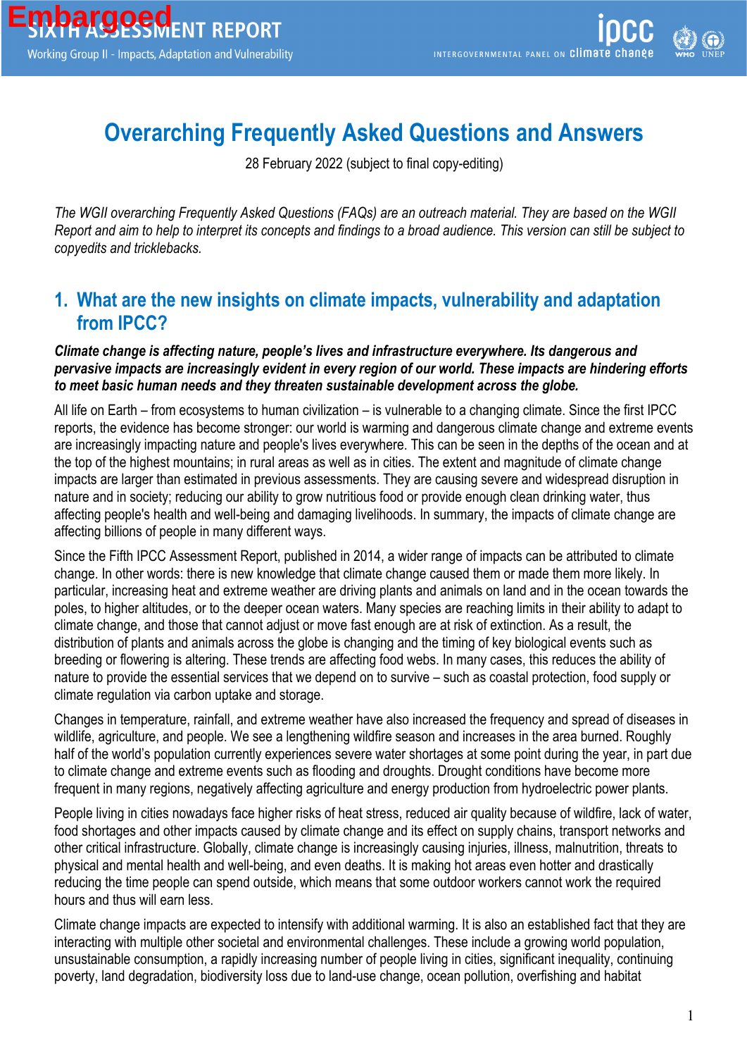# Overarching Frequently Asked Questions and Answers

28 February 2022 (subject to final copy-editing)

*The WGII overarching Frequently Asked Questions (FAQs) are an outreach material. They are based on the WGII Report and aim to help to interpret its concepts and findings to a broad audience. This version can still be subject to copyedits and tricklebacks.*

## 1. What are the new insights on climate impacts, vulnerability and adaptation from IPCC?

***Climate change is affecting nature, people's lives and infrastructure everywhere. Its dangerous and pervasive impacts are increasingly evident in every region of our world. These impacts are hindering efforts to meet basic human needs and they threaten sustainable development across the globe.***

All life on Earth – from ecosystems to human civilization – is vulnerable to a changing climate. Since the first IPCC reports, the evidence has become stronger: our world is warming and dangerous climate change and extreme events are increasingly impacting nature and people's lives everywhere. This can be seen in the depths of the ocean and at the top of the highest mountains; in rural areas as well as in cities. The extent and magnitude of climate change impacts are larger than estimated in previous assessments. They are causing severe and widespread disruption in nature and in society; reducing our ability to grow nutritious food or provide enough clean drinking water, thus affecting people's health and well-being and damaging livelihoods. In summary, the impacts of climate change are affecting billions of people in many different ways.

Since the Fifth IPCC Assessment Report, published in 2014, a wider range of impacts can be attributed to climate change. In other words: there is new knowledge that climate change caused them or made them more likely. In particular, increasing heat and extreme weather are driving plants and animals on land and in the ocean towards the poles, to higher altitudes, or to the deeper ocean waters. Many species are reaching limits in their ability to adapt to climate change, and those that cannot adjust or move fast enough are at risk of extinction. As a result, the distribution of plants and animals across the globe is changing and the timing of key biological events such as breeding or flowering is altering. These trends are affecting food webs. In many cases, this reduces the ability of nature to provide the essential services that we depend on to survive – such as coastal protection, food supply or climate regulation via carbon uptake and storage.

Changes in temperature, rainfall, and extreme weather have also increased the frequency and spread of diseases in wildlife, agriculture, and people. We see a lengthening wildfire season and increases in the area burned. Roughly half of the world's population currently experiences severe water shortages at some point during the year, in part due to climate change and extreme events such as flooding and droughts. Drought conditions have become more frequent in many regions, negatively affecting agriculture and energy production from hydroelectric power plants.

People living in cities nowadays face higher risks of heat stress, reduced air quality because of wildfire, lack of water, food shortages and other impacts caused by climate change and its effect on supply chains, transport networks and other critical infrastructure. Globally, climate change is increasingly causing injuries, illness, malnutrition, threats to physical and mental health and well-being, and even deaths. It is making hot areas even hotter and drastically reducing the time people can spend outside, which means that some outdoor workers cannot work the required hours and thus will earn less.

Climate change impacts are expected to intensify with additional warming. It is also an established fact that they are interacting with multiple other societal and environmental challenges. These include a growing world population, unsustainable consumption, a rapidly increasing number of people living in cities, significant inequality, continuing poverty, land degradation, biodiversity loss due to land-use change, ocean pollution, overfishing and habitat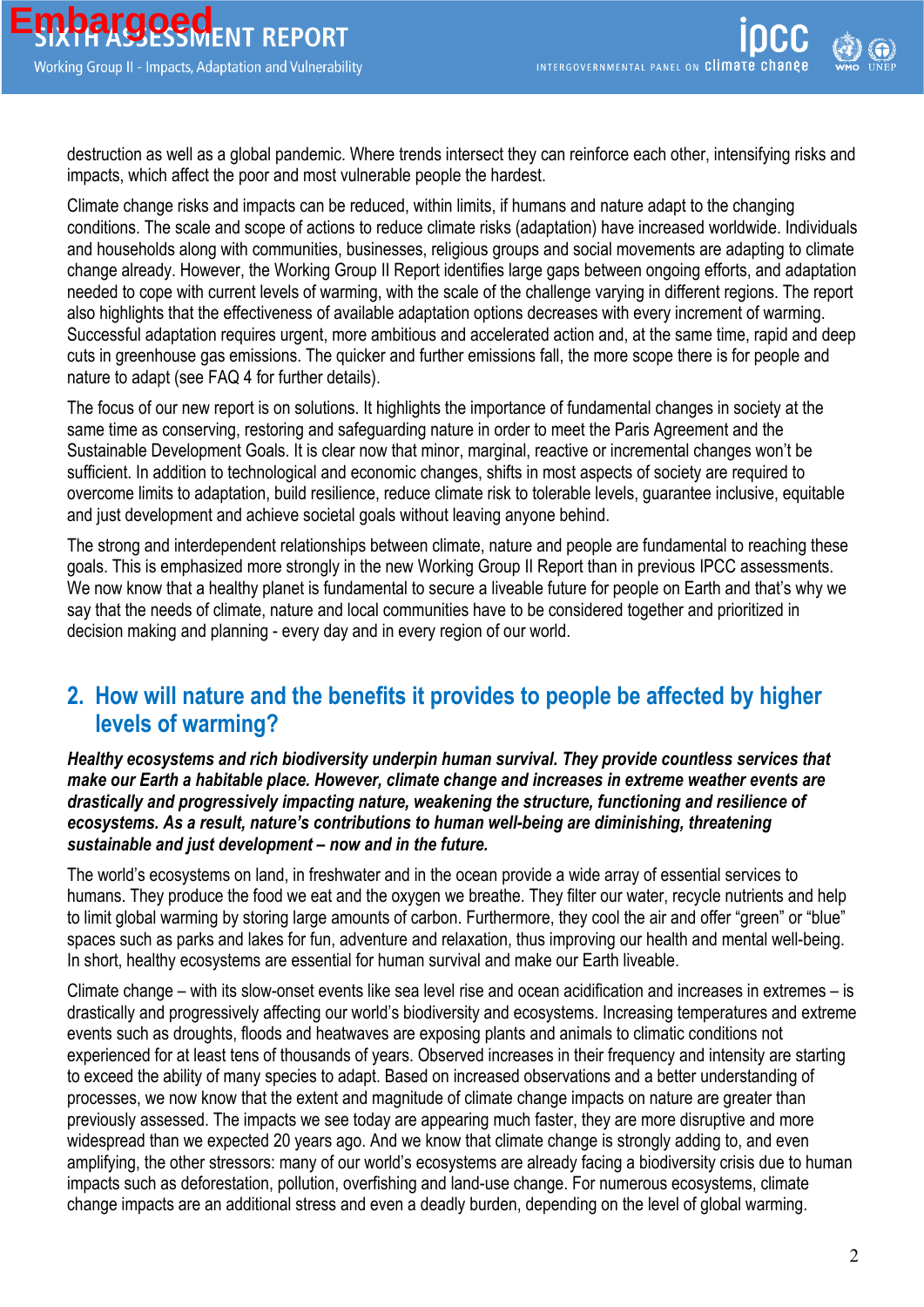destruction as well as a global pandemic. Where trends intersect they can reinforce each other, intensifying risks and impacts, which affect the poor and most vulnerable people the hardest.

Climate change risks and impacts can be reduced, within limits, if humans and nature adapt to the changing conditions. The scale and scope of actions to reduce climate risks (adaptation) have increased worldwide. Individuals and households along with communities, businesses, religious groups and social movements are adapting to climate change already. However, the Working Group II Report identifies large gaps between ongoing efforts, and adaptation needed to cope with current levels of warming, with the scale of the challenge varying in different regions. The report also highlights that the effectiveness of available adaptation options decreases with every increment of warming. Successful adaptation requires urgent, more ambitious and accelerated action and, at the same time, rapid and deep cuts in greenhouse gas emissions. The quicker and further emissions fall, the more scope there is for people and nature to adapt (see FAQ 4 for further details).

The focus of our new report is on solutions. It highlights the importance of fundamental changes in society at the same time as conserving, restoring and safeguarding nature in order to meet the Paris Agreement and the Sustainable Development Goals. It is clear now that minor, marginal, reactive or incremental changes won't be sufficient. In addition to technological and economic changes, shifts in most aspects of society are required to overcome limits to adaptation, build resilience, reduce climate risk to tolerable levels, guarantee inclusive, equitable and just development and achieve societal goals without leaving anyone behind.

The strong and interdependent relationships between climate, nature and people are fundamental to reaching these goals. This is emphasized more strongly in the new Working Group II Report than in previous IPCC assessments. We now know that a healthy planet is fundamental to secure a liveable future for people on Earth and that's why we say that the needs of climate, nature and local communities have to be considered together and prioritized in decision making and planning - every day and in every region of our world.

## 2. How will nature and the benefits it provides to people be affected by higher levels of warming?

***Healthy ecosystems and rich biodiversity underpin human survival. They provide countless services that make our Earth a habitable place. However, climate change and increases in extreme weather events are drastically and progressively impacting nature, weakening the structure, functioning and resilience of ecosystems. As a result, nature's contributions to human well-being are diminishing, threatening sustainable and just development – now and in the future.***

The world's ecosystems on land, in freshwater and in the ocean provide a wide array of essential services to humans. They produce the food we eat and the oxygen we breathe. They filter our water, recycle nutrients and help to limit global warming by storing large amounts of carbon. Furthermore, they cool the air and offer "green" or "blue" spaces such as parks and lakes for fun, adventure and relaxation, thus improving our health and mental well-being. In short, healthy ecosystems are essential for human survival and make our Earth liveable.

Climate change – with its slow-onset events like sea level rise and ocean acidification and increases in extremes – is drastically and progressively affecting our world's biodiversity and ecosystems. Increasing temperatures and extreme events such as droughts, floods and heatwaves are exposing plants and animals to climatic conditions not experienced for at least tens of thousands of years. Observed increases in their frequency and intensity are starting to exceed the ability of many species to adapt. Based on increased observations and a better understanding of processes, we now know that the extent and magnitude of climate change impacts on nature are greater than previously assessed. The impacts we see today are appearing much faster, they are more disruptive and more widespread than we expected 20 years ago. And we know that climate change is strongly adding to, and even amplifying, the other stressors: many of our world's ecosystems are already facing a biodiversity crisis due to human impacts such as deforestation, pollution, overfishing and land-use change. For numerous ecosystems, climate change impacts are an additional stress and even a deadly burden, depending on the level of global warming.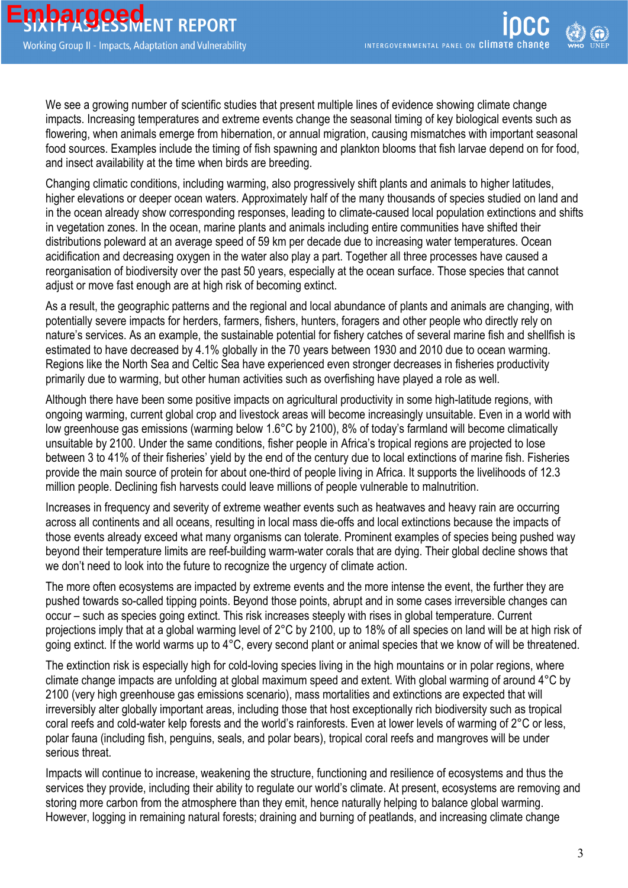We see a growing number of scientific studies that present multiple lines of evidence showing climate change impacts. Increasing temperatures and extreme events change the seasonal timing of key biological events such as flowering, when animals emerge from hibernation, or annual migration, causing mismatches with important seasonal food sources. Examples include the timing of fish spawning and plankton blooms that fish larvae depend on for food, and insect availability at the time when birds are breeding.

Changing climatic conditions, including warming, also progressively shift plants and animals to higher latitudes, higher elevations or deeper ocean waters. Approximately half of the many thousands of species studied on land and in the ocean already show corresponding responses, leading to climate-caused local population extinctions and shifts in vegetation zones. In the ocean, marine plants and animals including entire communities have shifted their distributions poleward at an average speed of 59 km per decade due to increasing water temperatures. Ocean acidification and decreasing oxygen in the water also play a part. Together all three processes have caused a reorganisation of biodiversity over the past 50 years, especially at the ocean surface. Those species that cannot adjust or move fast enough are at high risk of becoming extinct.

As a result, the geographic patterns and the regional and local abundance of plants and animals are changing, with potentially severe impacts for herders, farmers, fishers, hunters, foragers and other people who directly rely on nature's services. As an example, the sustainable potential for fishery catches of several marine fish and shellfish is estimated to have decreased by 4.1% globally in the 70 years between 1930 and 2010 due to ocean warming. Regions like the North Sea and Celtic Sea have experienced even stronger decreases in fisheries productivity primarily due to warming, but other human activities such as overfishing have played a role as well.

Although there have been some positive impacts on agricultural productivity in some high-latitude regions, with ongoing warming, current global crop and livestock areas will become increasingly unsuitable. Even in a world with low greenhouse gas emissions (warming below 1.6°C by 2100), 8% of today's farmland will become climatically unsuitable by 2100. Under the same conditions, fisher people in Africa's tropical regions are projected to lose between 3 to 41% of their fisheries' yield by the end of the century due to local extinctions of marine fish. Fisheries provide the main source of protein for about one-third of people living in Africa. It supports the livelihoods of 12.3 million people. Declining fish harvests could leave millions of people vulnerable to malnutrition.

Increases in frequency and severity of extreme weather events such as heatwaves and heavy rain are occurring across all continents and all oceans, resulting in local mass die-offs and local extinctions because the impacts of those events already exceed what many organisms can tolerate. Prominent examples of species being pushed way beyond their temperature limits are reef-building warm-water corals that are dying. Their global decline shows that we don't need to look into the future to recognize the urgency of climate action.

The more often ecosystems are impacted by extreme events and the more intense the event, the further they are pushed towards so-called tipping points. Beyond those points, abrupt and in some cases irreversible changes can occur – such as species going extinct. This risk increases steeply with rises in global temperature. Current projections imply that at a global warming level of 2°C by 2100, up to 18% of all species on land will be at high risk of going extinct. If the world warms up to 4°C, every second plant or animal species that we know of will be threatened.

The extinction risk is especially high for cold-loving species living in the high mountains or in polar regions, where climate change impacts are unfolding at global maximum speed and extent. With global warming of around 4°C by 2100 (very high greenhouse gas emissions scenario), mass mortalities and extinctions are expected that will irreversibly alter globally important areas, including those that host exceptionally rich biodiversity such as tropical coral reefs and cold-water kelp forests and the world's rainforests. Even at lower levels of warming of 2°C or less, polar fauna (including fish, penguins, seals, and polar bears), tropical coral reefs and mangroves will be under serious threat.

Impacts will continue to increase, weakening the structure, functioning and resilience of ecosystems and thus the services they provide, including their ability to regulate our world's climate. At present, ecosystems are removing and storing more carbon from the atmosphere than they emit, hence naturally helping to balance global warming. However, logging in remaining natural forests; draining and burning of peatlands, and increasing climate change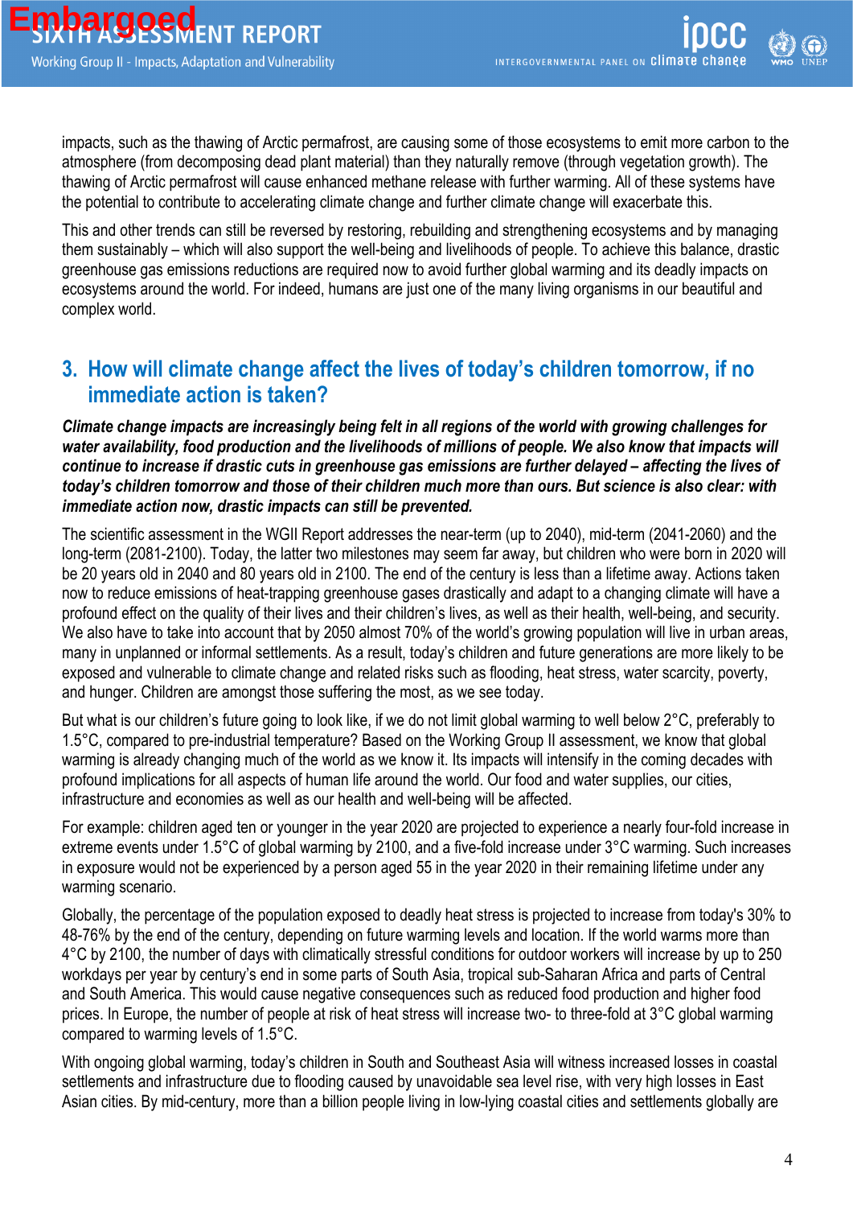impacts, such as the thawing of Arctic permafrost, are causing some of those ecosystems to emit more carbon to the atmosphere (from decomposing dead plant material) than they naturally remove (through vegetation growth). The thawing of Arctic permafrost will cause enhanced methane release with further warming. All of these systems have the potential to contribute to accelerating climate change and further climate change will exacerbate this.

This and other trends can still be reversed by restoring, rebuilding and strengthening ecosystems and by managing them sustainably – which will also support the well-being and livelihoods of people. To achieve this balance, drastic greenhouse gas emissions reductions are required now to avoid further global warming and its deadly impacts on ecosystems around the world. For indeed, humans are just one of the many living organisms in our beautiful and complex world.

## 3. How will climate change affect the lives of today's children tomorrow, if no immediate action is taken?

***Climate change impacts are increasingly being felt in all regions of the world with growing challenges for water availability, food production and the livelihoods of millions of people. We also know that impacts will continue to increase if drastic cuts in greenhouse gas emissions are further delayed – affecting the lives of today's children tomorrow and those of their children much more than ours. But science is also clear: with immediate action now, drastic impacts can still be prevented.***

The scientific assessment in the WGII Report addresses the near-term (up to 2040), mid-term (2041-2060) and the long-term (2081-2100). Today, the latter two milestones may seem far away, but children who were born in 2020 will be 20 years old in 2040 and 80 years old in 2100. The end of the century is less than a lifetime away. Actions taken now to reduce emissions of heat-trapping greenhouse gases drastically and adapt to a changing climate will have a profound effect on the quality of their lives and their children's lives, as well as their health, well-being, and security. We also have to take into account that by 2050 almost 70% of the world's growing population will live in urban areas, many in unplanned or informal settlements. As a result, today's children and future generations are more likely to be exposed and vulnerable to climate change and related risks such as flooding, heat stress, water scarcity, poverty, and hunger. Children are amongst those suffering the most, as we see today.

But what is our children's future going to look like, if we do not limit global warming to well below 2°C, preferably to 1.5°C, compared to pre-industrial temperature? Based on the Working Group II assessment, we know that global warming is already changing much of the world as we know it. Its impacts will intensify in the coming decades with profound implications for all aspects of human life around the world. Our food and water supplies, our cities, infrastructure and economies as well as our health and well-being will be affected.

For example: children aged ten or younger in the year 2020 are projected to experience a nearly four-fold increase in extreme events under 1.5°C of global warming by 2100, and a five-fold increase under 3°C warming. Such increases in exposure would not be experienced by a person aged 55 in the year 2020 in their remaining lifetime under any warming scenario.

Globally, the percentage of the population exposed to deadly heat stress is projected to increase from today's 30% to 48-76% by the end of the century, depending on future warming levels and location. If the world warms more than 4°C by 2100, the number of days with climatically stressful conditions for outdoor workers will increase by up to 250 workdays per year by century's end in some parts of South Asia, tropical sub-Saharan Africa and parts of Central and South America. This would cause negative consequences such as reduced food production and higher food prices. In Europe, the number of people at risk of heat stress will increase two- to three-fold at 3°C global warming compared to warming levels of 1.5°C.

With ongoing global warming, today's children in South and Southeast Asia will witness increased losses in coastal settlements and infrastructure due to flooding caused by unavoidable sea level rise, with very high losses in East Asian cities. By mid-century, more than a billion people living in low-lying coastal cities and settlements globally are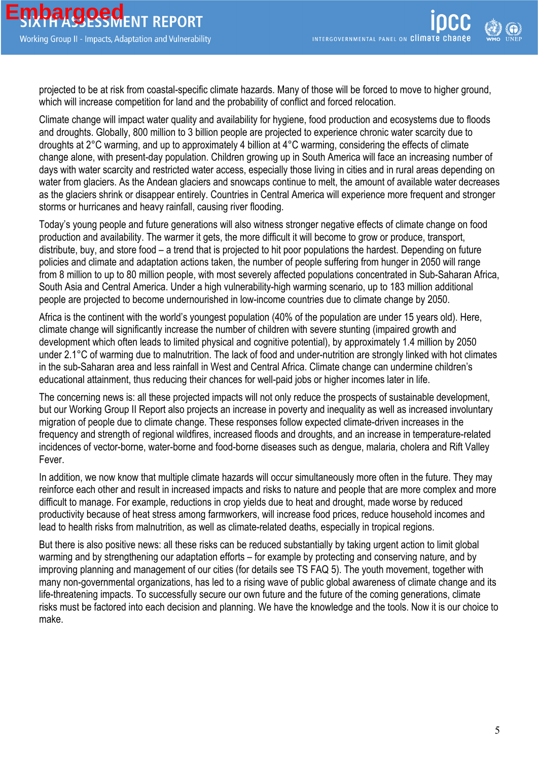projected to be at risk from coastal-specific climate hazards. Many of those will be forced to move to higher ground, which will increase competition for land and the probability of conflict and forced relocation.

Climate change will impact water quality and availability for hygiene, food production and ecosystems due to floods and droughts. Globally, 800 million to 3 billion people are projected to experience chronic water scarcity due to droughts at 2°C warming, and up to approximately 4 billion at 4°C warming, considering the effects of climate change alone, with present-day population. Children growing up in South America will face an increasing number of days with water scarcity and restricted water access, especially those living in cities and in rural areas depending on water from glaciers. As the Andean glaciers and snowcaps continue to melt, the amount of available water decreases as the glaciers shrink or disappear entirely. Countries in Central America will experience more frequent and stronger storms or hurricanes and heavy rainfall, causing river flooding.

Today's young people and future generations will also witness stronger negative effects of climate change on food production and availability. The warmer it gets, the more difficult it will become to grow or produce, transport, distribute, buy, and store food – a trend that is projected to hit poor populations the hardest. Depending on future policies and climate and adaptation actions taken, the number of people suffering from hunger in 2050 will range from 8 million to up to 80 million people, with most severely affected populations concentrated in Sub-Saharan Africa, South Asia and Central America. Under a high vulnerability-high warming scenario, up to 183 million additional people are projected to become undernourished in low-income countries due to climate change by 2050.

Africa is the continent with the world's youngest population (40% of the population are under 15 years old). Here, climate change will significantly increase the number of children with severe stunting (impaired growth and development which often leads to limited physical and cognitive potential), by approximately 1.4 million by 2050 under 2.1°C of warming due to malnutrition. The lack of food and under-nutrition are strongly linked with hot climates in the sub-Saharan area and less rainfall in West and Central Africa. Climate change can undermine children's educational attainment, thus reducing their chances for well-paid jobs or higher incomes later in life.

The concerning news is: all these projected impacts will not only reduce the prospects of sustainable development, but our Working Group II Report also projects an increase in poverty and inequality as well as increased involuntary migration of people due to climate change. These responses follow expected climate-driven increases in the frequency and strength of regional wildfires, increased floods and droughts, and an increase in temperature-related incidences of vector-borne, water-borne and food-borne diseases such as dengue, malaria, cholera and Rift Valley Fever.

In addition, we now know that multiple climate hazards will occur simultaneously more often in the future. They may reinforce each other and result in increased impacts and risks to nature and people that are more complex and more difficult to manage. For example, reductions in crop yields due to heat and drought, made worse by reduced productivity because of heat stress among farmworkers, will increase food prices, reduce household incomes and lead to health risks from malnutrition, as well as climate-related deaths, especially in tropical regions.

But there is also positive news: all these risks can be reduced substantially by taking urgent action to limit global warming and by strengthening our adaptation efforts – for example by protecting and conserving nature, and by improving planning and management of our cities (for details see TS FAQ 5). The youth movement, together with many non-governmental organizations, has led to a rising wave of public global awareness of climate change and its life-threatening impacts. To successfully secure our own future and the future of the coming generations, climate risks must be factored into each decision and planning. We have the knowledge and the tools. Now it is our choice to make.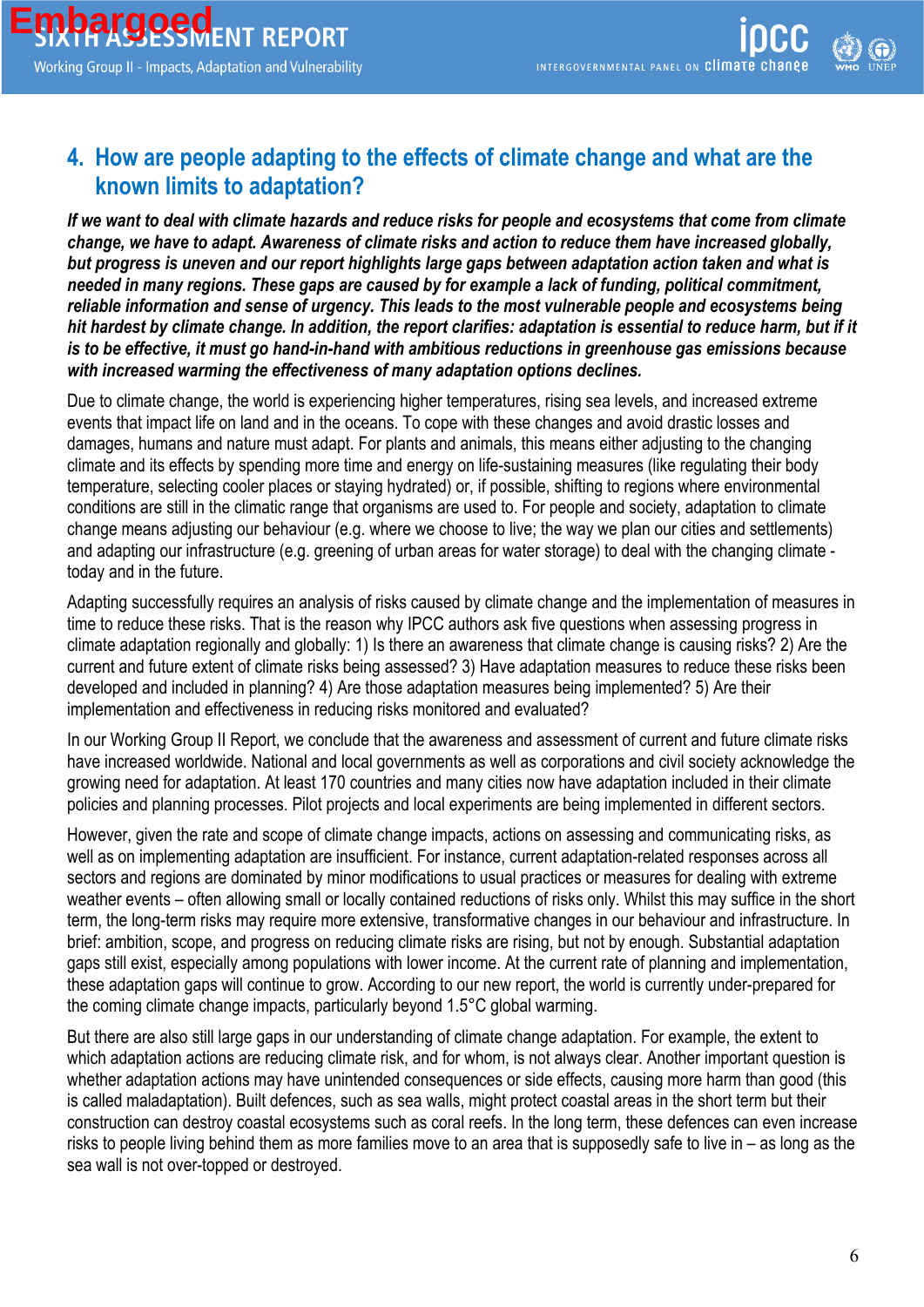## 4. How are people adapting to the effects of climate change and what are the known limits to adaptation?

***If we want to deal with climate hazards and reduce risks for people and ecosystems that come from climate change, we have to adapt. Awareness of climate risks and action to reduce them have increased globally, but progress is uneven and our report highlights large gaps between adaptation action taken and what is needed in many regions. These gaps are caused by for example a lack of funding, political commitment, reliable information and sense of urgency. This leads to the most vulnerable people and ecosystems being hit hardest by climate change. In addition, the report clarifies: adaptation is essential to reduce harm, but if it is to be effective, it must go hand-in-hand with ambitious reductions in greenhouse gas emissions because with increased warming the effectiveness of many adaptation options declines.***

Due to climate change, the world is experiencing higher temperatures, rising sea levels, and increased extreme events that impact life on land and in the oceans. To cope with these changes and avoid drastic losses and damages, humans and nature must adapt. For plants and animals, this means either adjusting to the changing climate and its effects by spending more time and energy on life-sustaining measures (like regulating their body temperature, selecting cooler places or staying hydrated) or, if possible, shifting to regions where environmental conditions are still in the climatic range that organisms are used to. For people and society, adaptation to climate change means adjusting our behaviour (e.g. where we choose to live; the way we plan our cities and settlements) and adapting our infrastructure (e.g. greening of urban areas for water storage) to deal with the changing climate - today and in the future.

Adapting successfully requires an analysis of risks caused by climate change and the implementation of measures in time to reduce these risks. That is the reason why IPCC authors ask five questions when assessing progress in climate adaptation regionally and globally: 1) Is there an awareness that climate change is causing risks? 2) Are the current and future extent of climate risks being assessed? 3) Have adaptation measures to reduce these risks been developed and included in planning? 4) Are those adaptation measures being implemented? 5) Are their implementation and effectiveness in reducing risks monitored and evaluated?

In our Working Group II Report, we conclude that the awareness and assessment of current and future climate risks have increased worldwide. National and local governments as well as corporations and civil society acknowledge the growing need for adaptation. At least 170 countries and many cities now have adaptation included in their climate policies and planning processes. Pilot projects and local experiments are being implemented in different sectors.

However, given the rate and scope of climate change impacts, actions on assessing and communicating risks, as well as on implementing adaptation are insufficient. For instance, current adaptation-related responses across all sectors and regions are dominated by minor modifications to usual practices or measures for dealing with extreme weather events – often allowing small or locally contained reductions of risks only. Whilst this may suffice in the short term, the long-term risks may require more extensive, transformative changes in our behaviour and infrastructure. In brief: ambition, scope, and progress on reducing climate risks are rising, but not by enough. Substantial adaptation gaps still exist, especially among populations with lower income. At the current rate of planning and implementation, these adaptation gaps will continue to grow. According to our new report, the world is currently under-prepared for the coming climate change impacts, particularly beyond 1.5°C global warming.

But there are also still large gaps in our understanding of climate change adaptation. For example, the extent to which adaptation actions are reducing climate risk, and for whom, is not always clear. Another important question is whether adaptation actions may have unintended consequences or side effects, causing more harm than good (this is called maladaptation). Built defences, such as sea walls, might protect coastal areas in the short term but their construction can destroy coastal ecosystems such as coral reefs. In the long term, these defences can even increase risks to people living behind them as more families move to an area that is supposedly safe to live in – as long as the sea wall is not over-topped or destroyed.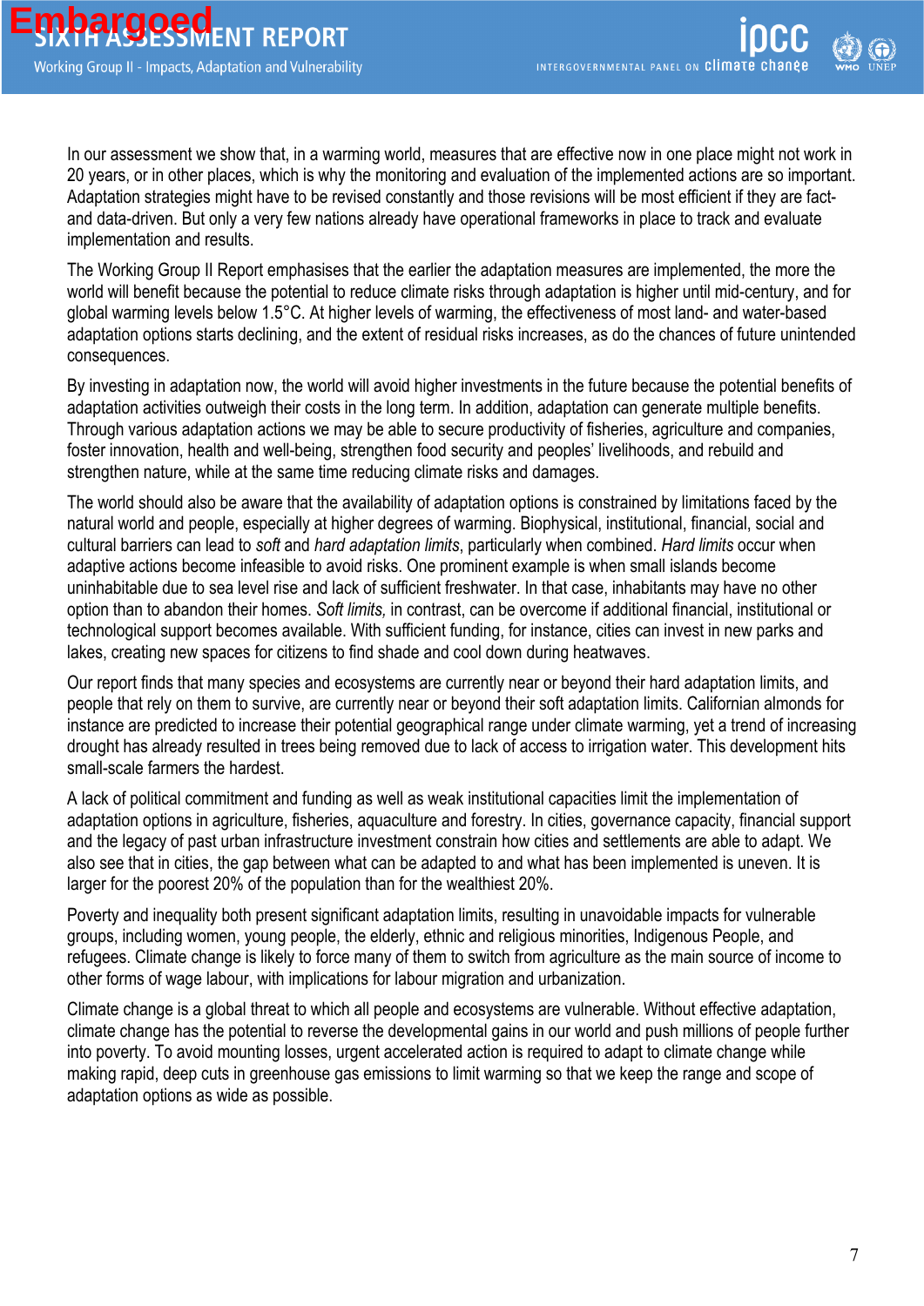In our assessment we show that, in a warming world, measures that are effective now in one place might not work in 20 years, or in other places, which is why the monitoring and evaluation of the implemented actions are so important. Adaptation strategies might have to be revised constantly and those revisions will be most efficient if they are fact- and data-driven. But only a very few nations already have operational frameworks in place to track and evaluate implementation and results.

The Working Group II Report emphasises that the earlier the adaptation measures are implemented, the more the world will benefit because the potential to reduce climate risks through adaptation is higher until mid-century, and for global warming levels below 1.5°C. At higher levels of warming, the effectiveness of most land- and water-based adaptation options starts declining, and the extent of residual risks increases, as do the chances of future unintended consequences.

By investing in adaptation now, the world will avoid higher investments in the future because the potential benefits of adaptation activities outweigh their costs in the long term. In addition, adaptation can generate multiple benefits. Through various adaptation actions we may be able to secure productivity of fisheries, agriculture and companies, foster innovation, health and well-being, strengthen food security and peoples' livelihoods, and rebuild and strengthen nature, while at the same time reducing climate risks and damages.

The world should also be aware that the availability of adaptation options is constrained by limitations faced by the natural world and people, especially at higher degrees of warming. Biophysical, institutional, financial, social and cultural barriers can lead to *soft* and *hard adaptation limits*, particularly when combined. *Hard limits* occur when adaptive actions become infeasible to avoid risks. One prominent example is when small islands become uninhabitable due to sea level rise and lack of sufficient freshwater. In that case, inhabitants may have no other option than to abandon their homes. *Soft limits,* in contrast, can be overcome if additional financial, institutional or technological support becomes available. With sufficient funding, for instance, cities can invest in new parks and lakes, creating new spaces for citizens to find shade and cool down during heatwaves.

Our report finds that many species and ecosystems are currently near or beyond their hard adaptation limits, and people that rely on them to survive, are currently near or beyond their soft adaptation limits. Californian almonds for instance are predicted to increase their potential geographical range under climate warming, yet a trend of increasing drought has already resulted in trees being removed due to lack of access to irrigation water. This development hits small-scale farmers the hardest.

A lack of political commitment and funding as well as weak institutional capacities limit the implementation of adaptation options in agriculture, fisheries, aquaculture and forestry. In cities, governance capacity, financial support and the legacy of past urban infrastructure investment constrain how cities and settlements are able to adapt. We also see that in cities, the gap between what can be adapted to and what has been implemented is uneven. It is larger for the poorest 20% of the population than for the wealthiest 20%.

Poverty and inequality both present significant adaptation limits, resulting in unavoidable impacts for vulnerable groups, including women, young people, the elderly, ethnic and religious minorities, Indigenous People, and refugees. Climate change is likely to force many of them to switch from agriculture as the main source of income to other forms of wage labour, with implications for labour migration and urbanization.

Climate change is a global threat to which all people and ecosystems are vulnerable. Without effective adaptation, climate change has the potential to reverse the developmental gains in our world and push millions of people further into poverty. To avoid mounting losses, urgent accelerated action is required to adapt to climate change while making rapid, deep cuts in greenhouse gas emissions to limit warming so that we keep the range and scope of adaptation options as wide as possible.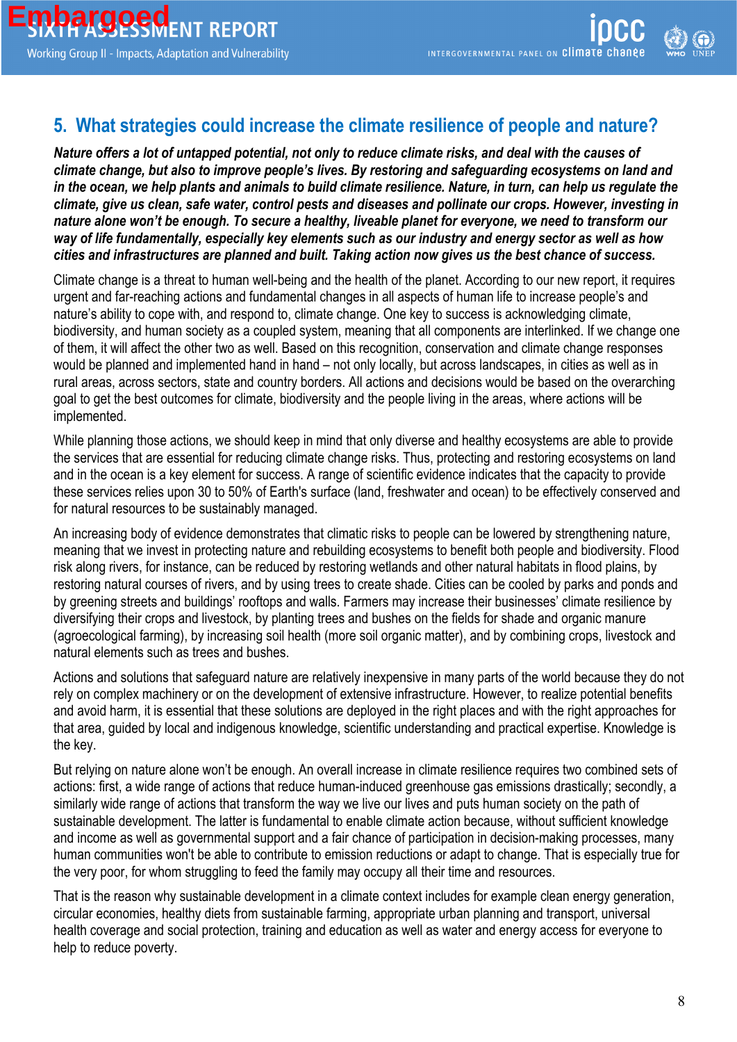## 5. What strategies could increase the climate resilience of people and nature?

***Nature offers a lot of untapped potential, not only to reduce climate risks, and deal with the causes of climate change, but also to improve people's lives. By restoring and safeguarding ecosystems on land and in the ocean, we help plants and animals to build climate resilience. Nature, in turn, can help us regulate the climate, give us clean, safe water, control pests and diseases and pollinate our crops. However, investing in nature alone won't be enough. To secure a healthy, liveable planet for everyone, we need to transform our way of life fundamentally, especially key elements such as our industry and energy sector as well as how cities and infrastructures are planned and built. Taking action now gives us the best chance of success.***

Climate change is a threat to human well-being and the health of the planet. According to our new report, it requires urgent and far-reaching actions and fundamental changes in all aspects of human life to increase people's and nature's ability to cope with, and respond to, climate change. One key to success is acknowledging climate, biodiversity, and human society as a coupled system, meaning that all components are interlinked. If we change one of them, it will affect the other two as well. Based on this recognition, conservation and climate change responses would be planned and implemented hand in hand – not only locally, but across landscapes, in cities as well as in rural areas, across sectors, state and country borders. All actions and decisions would be based on the overarching goal to get the best outcomes for climate, biodiversity and the people living in the areas, where actions will be implemented.

While planning those actions, we should keep in mind that only diverse and healthy ecosystems are able to provide the services that are essential for reducing climate change risks. Thus, protecting and restoring ecosystems on land and in the ocean is a key element for success. A range of scientific evidence indicates that the capacity to provide these services relies upon 30 to 50% of Earth's surface (land, freshwater and ocean) to be effectively conserved and for natural resources to be sustainably managed.

An increasing body of evidence demonstrates that climatic risks to people can be lowered by strengthening nature, meaning that we invest in protecting nature and rebuilding ecosystems to benefit both people and biodiversity. Flood risk along rivers, for instance, can be reduced by restoring wetlands and other natural habitats in flood plains, by restoring natural courses of rivers, and by using trees to create shade. Cities can be cooled by parks and ponds and by greening streets and buildings' rooftops and walls. Farmers may increase their businesses' climate resilience by diversifying their crops and livestock, by planting trees and bushes on the fields for shade and organic manure (agroecological farming), by increasing soil health (more soil organic matter), and by combining crops, livestock and natural elements such as trees and bushes.

Actions and solutions that safeguard nature are relatively inexpensive in many parts of the world because they do not rely on complex machinery or on the development of extensive infrastructure. However, to realize potential benefits and avoid harm, it is essential that these solutions are deployed in the right places and with the right approaches for that area, guided by local and indigenous knowledge, scientific understanding and practical expertise. Knowledge is the key.

But relying on nature alone won't be enough. An overall increase in climate resilience requires two combined sets of actions: first, a wide range of actions that reduce human-induced greenhouse gas emissions drastically; secondly, a similarly wide range of actions that transform the way we live our lives and puts human society on the path of sustainable development. The latter is fundamental to enable climate action because, without sufficient knowledge and income as well as governmental support and a fair chance of participation in decision-making processes, many human communities won't be able to contribute to emission reductions or adapt to change. That is especially true for the very poor, for whom struggling to feed the family may occupy all their time and resources.

That is the reason why sustainable development in a climate context includes for example clean energy generation, circular economies, healthy diets from sustainable farming, appropriate urban planning and transport, universal health coverage and social protection, training and education as well as water and energy access for everyone to help to reduce poverty.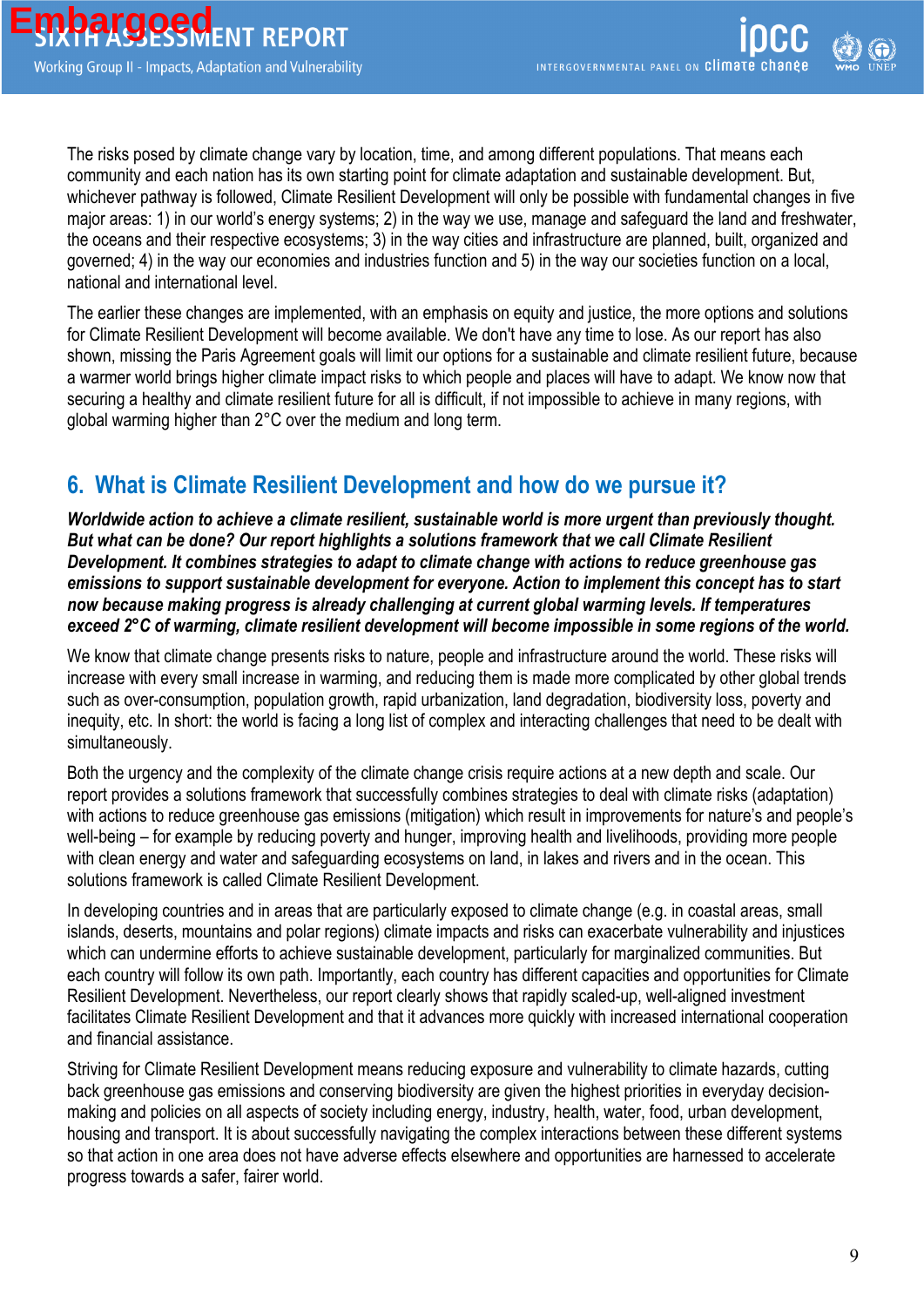The risks posed by climate change vary by location, time, and among different populations. That means each community and each nation has its own starting point for climate adaptation and sustainable development. But, whichever pathway is followed, Climate Resilient Development will only be possible with fundamental changes in five major areas: 1) in our world's energy systems; 2) in the way we use, manage and safeguard the land and freshwater, the oceans and their respective ecosystems; 3) in the way cities and infrastructure are planned, built, organized and governed; 4) in the way our economies and industries function and 5) in the way our societies function on a local, national and international level.

The earlier these changes are implemented, with an emphasis on equity and justice, the more options and solutions for Climate Resilient Development will become available. We don't have any time to lose. As our report has also shown, missing the Paris Agreement goals will limit our options for a sustainable and climate resilient future, because a warmer world brings higher climate impact risks to which people and places will have to adapt. We know now that securing a healthy and climate resilient future for all is difficult, if not impossible to achieve in many regions, with global warming higher than 2°C over the medium and long term.

## 6. What is Climate Resilient Development and how do we pursue it?

***Worldwide action to achieve a climate resilient, sustainable world is more urgent than previously thought. But what can be done? Our report highlights a solutions framework that we call Climate Resilient Development. It combines strategies to adapt to climate change with actions to reduce greenhouse gas emissions to support sustainable development for everyone. Action to implement this concept has to start now because making progress is already challenging at current global warming levels. If temperatures exceed 2°C of warming, climate resilient development will become impossible in some regions of the world.***

We know that climate change presents risks to nature, people and infrastructure around the world. These risks will increase with every small increase in warming, and reducing them is made more complicated by other global trends such as over-consumption, population growth, rapid urbanization, land degradation, biodiversity loss, poverty and inequity, etc. In short: the world is facing a long list of complex and interacting challenges that need to be dealt with simultaneously.

Both the urgency and the complexity of the climate change crisis require actions at a new depth and scale. Our report provides a solutions framework that successfully combines strategies to deal with climate risks (adaptation) with actions to reduce greenhouse gas emissions (mitigation) which result in improvements for nature's and people's well-being – for example by reducing poverty and hunger, improving health and livelihoods, providing more people with clean energy and water and safeguarding ecosystems on land, in lakes and rivers and in the ocean. This solutions framework is called Climate Resilient Development.

In developing countries and in areas that are particularly exposed to climate change (e.g. in coastal areas, small islands, deserts, mountains and polar regions) climate impacts and risks can exacerbate vulnerability and injustices which can undermine efforts to achieve sustainable development, particularly for marginalized communities. But each country will follow its own path. Importantly, each country has different capacities and opportunities for Climate Resilient Development. Nevertheless, our report clearly shows that rapidly scaled-up, well-aligned investment facilitates Climate Resilient Development and that it advances more quickly with increased international cooperation and financial assistance.

Striving for Climate Resilient Development means reducing exposure and vulnerability to climate hazards, cutting back greenhouse gas emissions and conserving biodiversity are given the highest priorities in everyday decision-making and policies on all aspects of society including energy, industry, health, water, food, urban development, housing and transport. It is about successfully navigating the complex interactions between these different systems so that action in one area does not have adverse effects elsewhere and opportunities are harnessed to accelerate progress towards a safer, fairer world.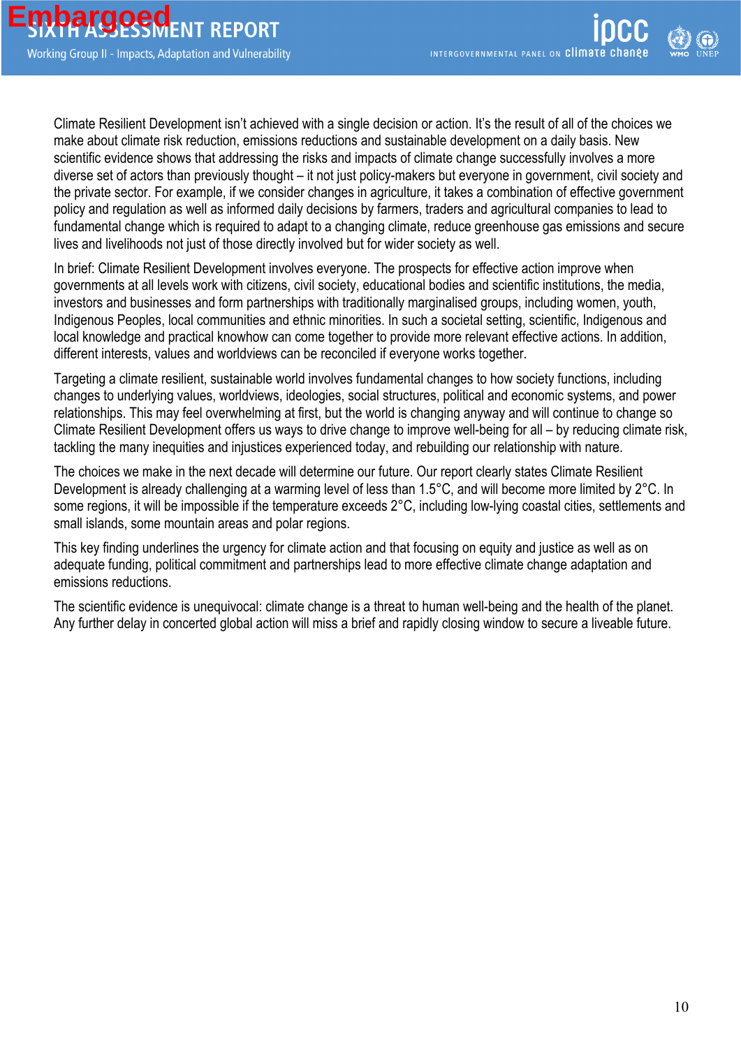Climate Resilient Development isn't achieved with a single decision or action. It's the result of all of the choices we make about climate risk reduction, emissions reductions and sustainable development on a daily basis. New scientific evidence shows that addressing the risks and impacts of climate change successfully involves a more diverse set of actors than previously thought – it not just policy-makers but everyone in government, civil society and the private sector. For example, if we consider changes in agriculture, it takes a combination of effective government policy and regulation as well as informed daily decisions by farmers, traders and agricultural companies to lead to fundamental change which is required to adapt to a changing climate, reduce greenhouse gas emissions and secure lives and livelihoods not just of those directly involved but for wider society as well.

In brief: Climate Resilient Development involves everyone. The prospects for effective action improve when governments at all levels work with citizens, civil society, educational bodies and scientific institutions, the media, investors and businesses and form partnerships with traditionally marginalised groups, including women, youth, Indigenous Peoples, local communities and ethnic minorities. In such a societal setting, scientific, Indigenous and local knowledge and practical knowhow can come together to provide more relevant effective actions. In addition, different interests, values and worldviews can be reconciled if everyone works together.

Targeting a climate resilient, sustainable world involves fundamental changes to how society functions, including changes to underlying values, worldviews, ideologies, social structures, political and economic systems, and power relationships. This may feel overwhelming at first, but the world is changing anyway and will continue to change so Climate Resilient Development offers us ways to drive change to improve well-being for all – by reducing climate risk, tackling the many inequities and injustices experienced today, and rebuilding our relationship with nature.

The choices we make in the next decade will determine our future. Our report clearly states Climate Resilient Development is already challenging at a warming level of less than 1.5°C, and will become more limited by 2°C. In some regions, it will be impossible if the temperature exceeds 2°C, including low-lying coastal cities, settlements and small islands, some mountain areas and polar regions.

This key finding underlines the urgency for climate action and that focusing on equity and justice as well as on adequate funding, political commitment and partnerships lead to more effective climate change adaptation and emissions reductions.

The scientific evidence is unequivocal: climate change is a threat to human well-being and the health of the planet. Any further delay in concerted global action will miss a brief and rapidly closing window to secure a liveable future.